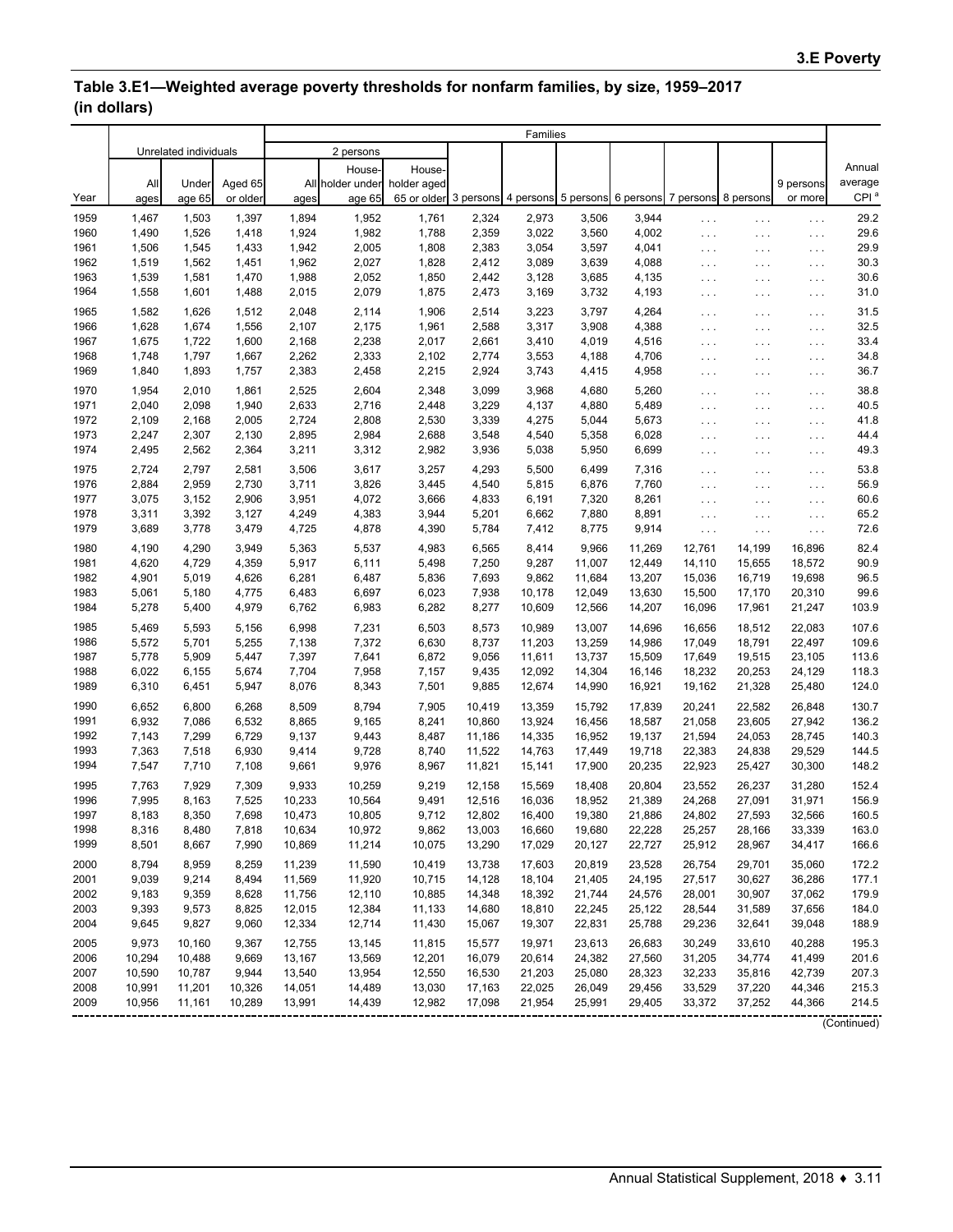## Table 3.E1—Weighted average poverty thresholds for nonfarm families, by size, 1959–2017 (in dollars)

| Year | Unrelated individuals | | | Families | | | | | | | | | | Annual average CPI [a] |
|---|---|---|---|---|---|---|---|---|---|---|---|---|---|---|
| | | | | 2 persons | | | | | | | | | | |
| | All ages | Under age 65 | Aged 65 or older | All ages | Householder under age 65 | Householder aged 65 or older | 3 persons | 4 persons | 5 persons | 6 persons | 7 persons | 8 persons | 9 persons or more | |
| 1959 | 1,467 | 1,503 | 1,397 | 1,894 | 1,952 | 1,761 | 2,324 | 2,973 | 3,506 | 3,944 | . . . | . . . | . . . | 29.2 |
| 1960 | 1,490 | 1,526 | 1,418 | 1,924 | 1,982 | 1,788 | 2,359 | 3,022 | 3,560 | 4,002 | . . . | . . . | . . . | 29.6 |
| 1961 | 1,506 | 1,545 | 1,433 | 1,942 | 2,005 | 1,808 | 2,383 | 3,054 | 3,597 | 4,041 | . . . | . . . | . . . | 29.9 |
| 1962 | 1,519 | 1,562 | 1,451 | 1,962 | 2,027 | 1,828 | 2,412 | 3,089 | 3,639 | 4,088 | . . . | . . . | . . . | 30.3 |
| 1963 | 1,539 | 1,581 | 1,470 | 1,988 | 2,052 | 1,850 | 2,442 | 3,128 | 3,685 | 4,135 | . . . | . . . | . . . | 30.6 |
| 1964 | 1,558 | 1,601 | 1,488 | 2,015 | 2,079 | 1,875 | 2,473 | 3,169 | 3,732 | 4,193 | . . . | . . . | . . . | 31.0 |
| 1965 | 1,582 | 1,626 | 1,512 | 2,048 | 2,114 | 1,906 | 2,514 | 3,223 | 3,797 | 4,264 | . . . | . . . | . . . | 31.5 |
| 1966 | 1,628 | 1,674 | 1,556 | 2,107 | 2,175 | 1,961 | 2,588 | 3,317 | 3,908 | 4,388 | . . . | . . . | . . . | 32.5 |
| 1967 | 1,675 | 1,722 | 1,600 | 2,168 | 2,238 | 2,017 | 2,661 | 3,410 | 4,019 | 4,516 | . . . | . . . | . . . | 33.4 |
| 1968 | 1,748 | 1,797 | 1,667 | 2,262 | 2,333 | 2,102 | 2,774 | 3,553 | 4,188 | 4,706 | . . . | . . . | . . . | 34.8 |
| 1969 | 1,840 | 1,893 | 1,757 | 2,383 | 2,458 | 2,215 | 2,924 | 3,743 | 4,415 | 4,958 | . . . | . . . | . . . | 36.7 |
| 1970 | 1,954 | 2,010 | 1,861 | 2,525 | 2,604 | 2,348 | 3,099 | 3,968 | 4,680 | 5,260 | . . . | . . . | . . . | 38.8 |
| 1971 | 2,040 | 2,098 | 1,940 | 2,633 | 2,716 | 2,448 | 3,229 | 4,137 | 4,880 | 5,489 | . . . | . . . | . . . | 40.5 |
| 1972 | 2,109 | 2,168 | 2,005 | 2,724 | 2,808 | 2,530 | 3,339 | 4,275 | 5,044 | 5,673 | . . . | . . . | . . . | 41.8 |
| 1973 | 2,247 | 2,307 | 2,130 | 2,895 | 2,984 | 2,688 | 3,548 | 4,540 | 5,358 | 6,028 | . . . | . . . | . . . | 44.4 |
| 1974 | 2,495 | 2,562 | 2,364 | 3,211 | 3,312 | 2,982 | 3,936 | 5,038 | 5,950 | 6,699 | . . . | . . . | . . . | 49.3 |
| 1975 | 2,724 | 2,797 | 2,581 | 3,506 | 3,617 | 3,257 | 4,293 | 5,500 | 6,499 | 7,316 | . . . | . . . | . . . | 53.8 |
| 1976 | 2,884 | 2,959 | 2,730 | 3,711 | 3,826 | 3,445 | 4,540 | 5,815 | 6,876 | 7,760 | . . . | . . . | . . . | 56.9 |
| 1977 | 3,075 | 3,152 | 2,906 | 3,951 | 4,072 | 3,666 | 4,833 | 6,191 | 7,320 | 8,261 | . . . | . . . | . . . | 60.6 |
| 1978 | 3,311 | 3,392 | 3,127 | 4,249 | 4,383 | 3,944 | 5,201 | 6,662 | 7,880 | 8,891 | . . . | . . . | . . . | 65.2 |
| 1979 | 3,689 | 3,778 | 3,479 | 4,725 | 4,878 | 4,390 | 5,784 | 7,412 | 8,775 | 9,914 | . . . | . . . | . . . | 72.6 |
| 1980 | 4,190 | 4,290 | 3,949 | 5,363 | 5,537 | 4,983 | 6,565 | 8,414 | 9,966 | 11,269 | 12,761 | 14,199 | 16,896 | 82.4 |
| 1981 | 4,620 | 4,729 | 4,359 | 5,917 | 6,111 | 5,498 | 7,250 | 9,287 | 11,007 | 12,449 | 14,110 | 15,655 | 18,572 | 90.9 |
| 1982 | 4,901 | 5,019 | 4,626 | 6,281 | 6,487 | 5,836 | 7,693 | 9,862 | 11,684 | 13,207 | 15,036 | 16,719 | 19,698 | 96.5 |
| 1983 | 5,061 | 5,180 | 4,775 | 6,483 | 6,697 | 6,023 | 7,938 | 10,178 | 12,049 | 13,630 | 15,500 | 17,170 | 20,310 | 99.6 |
| 1984 | 5,278 | 5,400 | 4,979 | 6,762 | 6,983 | 6,282 | 8,277 | 10,609 | 12,566 | 14,207 | 16,096 | 17,961 | 21,247 | 103.9 |
| 1985 | 5,469 | 5,593 | 5,156 | 6,998 | 7,231 | 6,503 | 8,573 | 10,989 | 13,007 | 14,696 | 16,656 | 18,512 | 22,083 | 107.6 |
| 1986 | 5,572 | 5,701 | 5,255 | 7,138 | 7,372 | 6,630 | 8,737 | 11,203 | 13,259 | 14,986 | 17,049 | 18,791 | 22,497 | 109.6 |
| 1987 | 5,778 | 5,909 | 5,447 | 7,397 | 7,641 | 6,872 | 9,056 | 11,611 | 13,737 | 15,509 | 17,649 | 19,515 | 23,105 | 113.6 |
| 1988 | 6,022 | 6,155 | 5,674 | 7,704 | 7,958 | 7,157 | 9,435 | 12,092 | 14,304 | 16,146 | 18,232 | 20,253 | 24,129 | 118.3 |
| 1989 | 6,310 | 6,451 | 5,947 | 8,076 | 8,343 | 7,501 | 9,885 | 12,674 | 14,990 | 16,921 | 19,162 | 21,328 | 25,480 | 124.0 |
| 1990 | 6,652 | 6,800 | 6,268 | 8,509 | 8,794 | 7,905 | 10,419 | 13,359 | 15,792 | 17,839 | 20,241 | 22,582 | 26,848 | 130.7 |
| 1991 | 6,932 | 7,086 | 6,532 | 8,865 | 9,165 | 8,241 | 10,860 | 13,924 | 16,456 | 18,587 | 21,058 | 23,605 | 27,942 | 136.2 |
| 1992 | 7,143 | 7,299 | 6,729 | 9,137 | 9,443 | 8,487 | 11,186 | 14,335 | 16,952 | 19,137 | 21,594 | 24,053 | 28,745 | 140.3 |
| 1993 | 7,363 | 7,518 | 6,930 | 9,414 | 9,728 | 8,740 | 11,522 | 14,763 | 17,449 | 19,718 | 22,383 | 24,838 | 29,529 | 144.5 |
| 1994 | 7,547 | 7,710 | 7,108 | 9,661 | 9,976 | 8,967 | 11,821 | 15,141 | 17,900 | 20,235 | 22,923 | 25,427 | 30,300 | 148.2 |
| 1995 | 7,763 | 7,929 | 7,309 | 9,933 | 10,259 | 9,219 | 12,158 | 15,569 | 18,408 | 20,804 | 23,552 | 26,237 | 31,280 | 152.4 |
| 1996 | 7,995 | 8,163 | 7,525 | 10,233 | 10,564 | 9,491 | 12,516 | 16,036 | 18,952 | 21,389 | 24,268 | 27,091 | 31,971 | 156.9 |
| 1997 | 8,183 | 8,350 | 7,698 | 10,473 | 10,805 | 9,712 | 12,802 | 16,400 | 19,380 | 21,886 | 24,802 | 27,593 | 32,566 | 160.5 |
| 1998 | 8,316 | 8,480 | 7,818 | 10,634 | 10,972 | 9,862 | 13,003 | 16,660 | 19,680 | 22,228 | 25,257 | 28,166 | 33,339 | 163.0 |
| 1999 | 8,501 | 8,667 | 7,990 | 10,869 | 11,214 | 10,075 | 13,290 | 17,029 | 20,127 | 22,727 | 25,912 | 28,967 | 34,417 | 166.6 |
| 2000 | 8,794 | 8,959 | 8,259 | 11,239 | 11,590 | 10,419 | 13,738 | 17,603 | 20,819 | 23,528 | 26,754 | 29,701 | 35,060 | 172.2 |
| 2001 | 9,039 | 9,214 | 8,494 | 11,569 | 11,920 | 10,715 | 14,128 | 18,104 | 21,405 | 24,195 | 27,517 | 30,627 | 36,286 | 177.1 |
| 2002 | 9,183 | 9,359 | 8,628 | 11,756 | 12,110 | 10,885 | 14,348 | 18,392 | 21,744 | 24,576 | 28,001 | 30,907 | 37,062 | 179.9 |
| 2003 | 9,393 | 9,573 | 8,825 | 12,015 | 12,384 | 11,133 | 14,680 | 18,810 | 22,245 | 25,122 | 28,544 | 31,589 | 37,656 | 184.0 |
| 2004 | 9,645 | 9,827 | 9,060 | 12,334 | 12,714 | 11,430 | 15,067 | 19,307 | 22,831 | 25,788 | 29,236 | 32,641 | 39,048 | 188.9 |
| 2005 | 9,973 | 10,160 | 9,367 | 12,755 | 13,145 | 11,815 | 15,577 | 19,971 | 23,613 | 26,683 | 30,249 | 33,610 | 40,288 | 195.3 |
| 2006 | 10,294 | 10,488 | 9,669 | 13,167 | 13,569 | 12,201 | 16,079 | 20,614 | 24,382 | 27,560 | 31,205 | 34,774 | 41,499 | 201.6 |
| 2007 | 10,590 | 10,787 | 9,944 | 13,540 | 13,954 | 12,550 | 16,530 | 21,203 | 25,080 | 28,323 | 32,233 | 35,816 | 42,739 | 207.3 |
| 2008 | 10,991 | 11,201 | 10,326 | 14,051 | 14,489 | 13,030 | 17,163 | 22,025 | 26,049 | 29,456 | 33,529 | 37,220 | 44,346 | 215.3 |
| 2009 | 10,956 | 11,161 | 10,289 | 13,991 | 14,439 | 12,982 | 17,098 | 21,954 | 25,991 | 29,405 | 33,372 | 37,252 | 44,366 | 214.5 |

(Continued)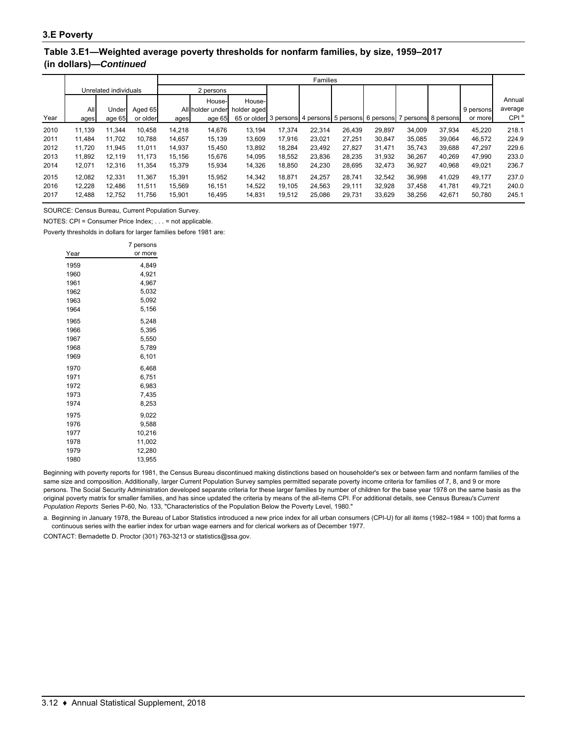## 3.E Poverty

### Table 3.E1—Weighted average poverty thresholds for nonfarm families, by size, 1959–2017 (in dollars)—*Continued*

| Year | Unrelated individuals | | | Families | | | | | | | | | | | Annual average CPI [a] |
|---|---|---|---|---|---|---|---|---|---|---|---|---|---|---|---|
| | | | | 2 persons | | | | | | | | | | | |
| | All ages | Under age 65 | Aged 65 or older | All ages | Householder under age 65 | Householder aged 65 or older | 3 persons | 4 persons | 5 persons | 6 persons | 7 persons | 8 persons | 9 persons or more | | |
| 2010 | 11,139 | 11,344 | 10,458 | 14,218 | 14,676 | 13,194 | 17,374 | 22,314 | 26,439 | 29,897 | 34,009 | 37,934 | 45,220 | | 218.1 |
| 2011 | 11,484 | 11,702 | 10,788 | 14,657 | 15,139 | 13,609 | 17,916 | 23,021 | 27,251 | 30,847 | 35,085 | 39,064 | 46,572 | | 224.9 |
| 2012 | 11,720 | 11,945 | 11,011 | 14,937 | 15,450 | 13,892 | 18,284 | 23,492 | 27,827 | 31,471 | 35,743 | 39,688 | 47,297 | | 229.6 |
| 2013 | 11,892 | 12,119 | 11,173 | 15,156 | 15,676 | 14,095 | 18,552 | 23,836 | 28,235 | 31,932 | 36,267 | 40,269 | 47,990 | | 233.0 |
| 2014 | 12,071 | 12,316 | 11,354 | 15,379 | 15,934 | 14,326 | 18,850 | 24,230 | 28,695 | 32,473 | 36,927 | 40,968 | 49,021 | | 236.7 |
| 2015 | 12,082 | 12,331 | 11,367 | 15,391 | 15,952 | 14,342 | 18,871 | 24,257 | 28,741 | 32,542 | 36,998 | 41,029 | 49,177 | | 237.0 |
| 2016 | 12,228 | 12,486 | 11,511 | 15,569 | 16,151 | 14,522 | 19,105 | 24,563 | 29,111 | 32,928 | 37,458 | 41,781 | 49,721 | | 240.0 |
| 2017 | 12,488 | 12,752 | 11,756 | 15,901 | 16,495 | 14,831 | 19,512 | 25,086 | 29,731 | 33,629 | 38,256 | 42,671 | 50,780 | | 245.1 |

SOURCE: Census Bureau, Current Population Survey.

NOTES: CPI = Consumer Price Index; . . . = not applicable.

Poverty thresholds in dollars for larger families before 1981 are:

| Year | 7 persons or more |
|---|---|
| 1959 | 4,849 |
| 1960 | 4,921 |
| 1961 | 4,967 |
| 1962 | 5,032 |
| 1963 | 5,092 |
| 1964 | 5,156 |
| 1965 | 5,248 |
| 1966 | 5,395 |
| 1967 | 5,550 |
| 1968 | 5,789 |
| 1969 | 6,101 |
| 1970 | 6,468 |
| 1971 | 6,751 |
| 1972 | 6,983 |
| 1973 | 7,435 |
| 1974 | 8,253 |
| 1975 | 9,022 |
| 1976 | 9,588 |
| 1977 | 10,216 |
| 1978 | 11,002 |
| 1979 | 12,280 |
| 1980 | 13,955 |

Beginning with poverty reports for 1981, the Census Bureau discontinued making distinctions based on householder's sex or between farm and nonfarm families of the same size and composition. Additionally, larger Current Population Survey samples permitted separate poverty income criteria for families of 7, 8, and 9 or more persons. The Social Security Administration developed separate criteria for these larger families by number of children for the base year 1978 on the same basis as the original poverty matrix for smaller families, and has since updated the criteria by means of the all-items CPI. For additional details, see Census Bureau's *Current Population Reports* Series P-60, No. 133, "Characteristics of the Population Below the Poverty Level, 1980."

a. Beginning in January 1978, the Bureau of Labor Statistics introduced a new price index for all urban consumers (CPI-U) for all items (1982–1984 = 100) that forms a continuous series with the earlier index for urban wage earners and for clerical workers as of December 1977.

CONTACT: Bernadette D. Proctor (301) 763-3213 or statistics@ssa.gov.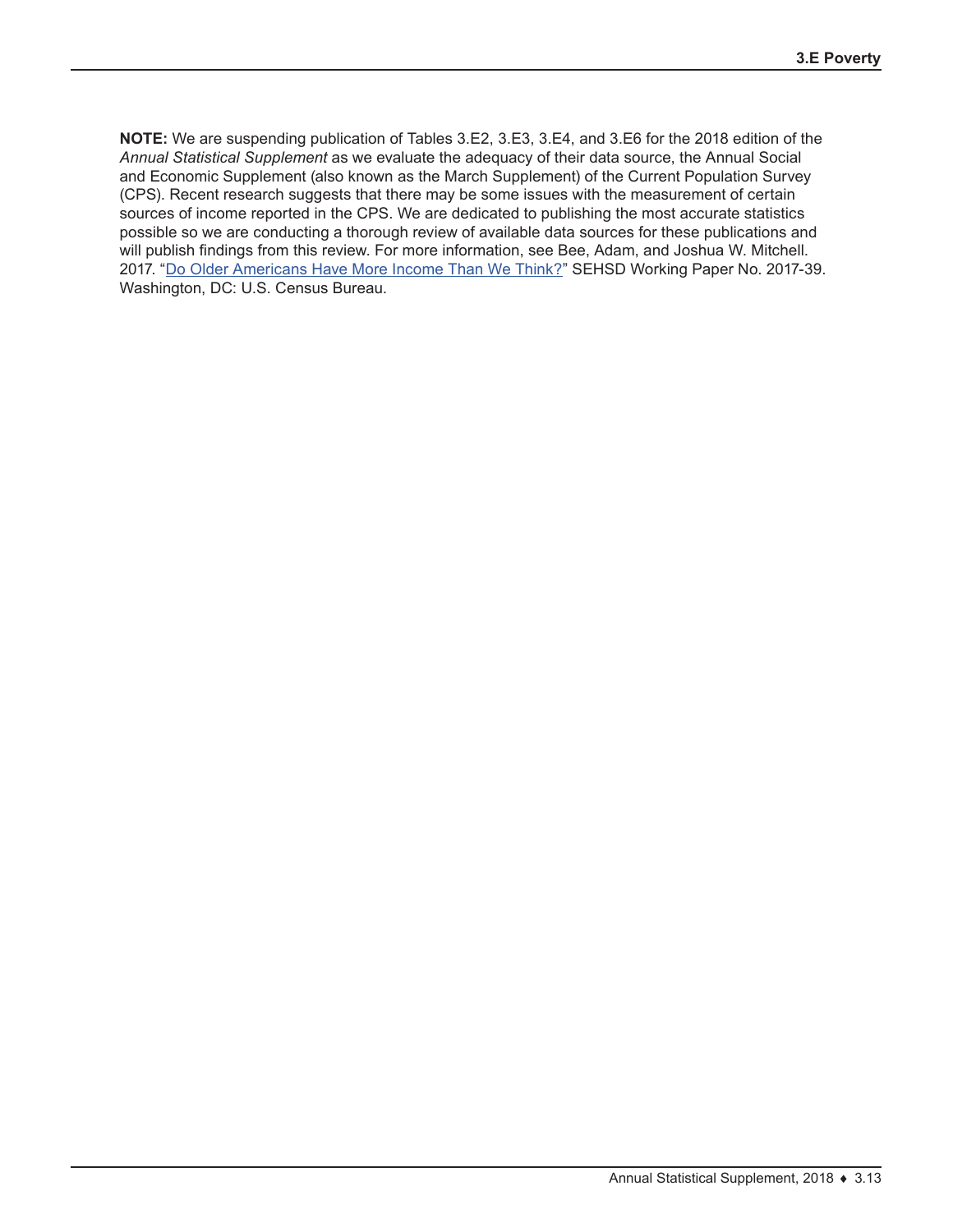**NOTE:** We are suspending publication of Tables 3.E2, 3.E3, 3.E4, and 3.E6 for the 2018 edition of the *Annual Statistical Supplement* as we evaluate the adequacy of their data source, the Annual Social and Economic Supplement (also known as the March Supplement) of the Current Population Survey (CPS). Recent research suggests that there may be some issues with the measurement of certain sources of income reported in the CPS. We are dedicated to publishing the most accurate statistics possible so we are conducting a thorough review of available data sources for these publications and will publish findings from this review. For more information, see Bee, Adam, and Joshua W. Mitchell. 2017. "Do Older Americans Have More Income Than We Think?" SEHSD Working Paper No. 2017-39. Washington, DC: U.S. Census Bureau.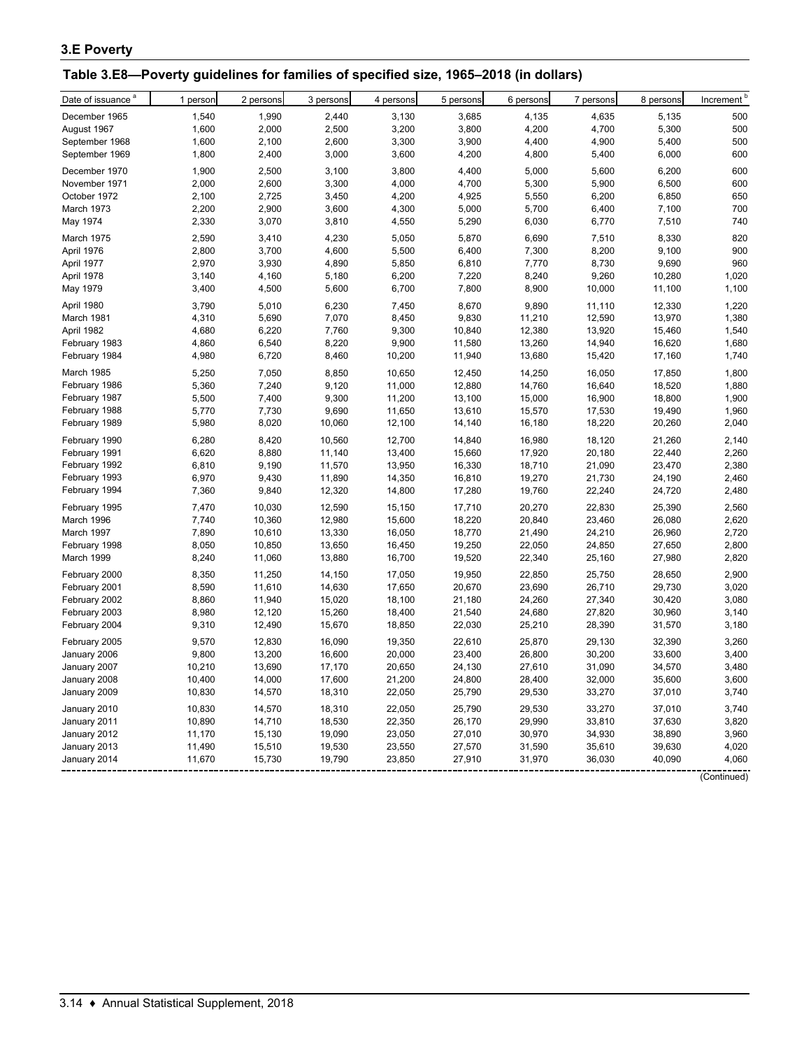### 3.E Poverty

## Table 3.E8—Poverty guidelines for families of specified size, 1965–2018 (in dollars)

| Date of issuance [a] | 1 person | 2 persons | 3 persons | 4 persons | 5 persons | 6 persons | 7 persons | 8 persons | Increment [b] |
|---|---|---|---|---|---|---|---|---|---|
| December 1965 | 1,540 | 1,990 | 2,440 | 3,130 | 3,685 | 4,135 | 4,635 | 5,135 | 500 |
| August 1967 | 1,600 | 2,000 | 2,500 | 3,200 | 3,800 | 4,200 | 4,700 | 5,300 | 500 |
| September 1968 | 1,600 | 2,100 | 2,600 | 3,300 | 3,900 | 4,400 | 4,900 | 5,400 | 500 |
| September 1969 | 1,800 | 2,400 | 3,000 | 3,600 | 4,200 | 4,800 | 5,400 | 6,000 | 600 |
| December 1970 | 1,900 | 2,500 | 3,100 | 3,800 | 4,400 | 5,000 | 5,600 | 6,200 | 600 |
| November 1971 | 2,000 | 2,600 | 3,300 | 4,000 | 4,700 | 5,300 | 5,900 | 6,500 | 600 |
| October 1972 | 2,100 | 2,725 | 3,450 | 4,200 | 4,925 | 5,550 | 6,200 | 6,850 | 650 |
| March 1973 | 2,200 | 2,900 | 3,600 | 4,300 | 5,000 | 5,700 | 6,400 | 7,100 | 700 |
| May 1974 | 2,330 | 3,070 | 3,810 | 4,550 | 5,290 | 6,030 | 6,770 | 7,510 | 740 |
| March 1975 | 2,590 | 3,410 | 4,230 | 5,050 | 5,870 | 6,690 | 7,510 | 8,330 | 820 |
| April 1976 | 2,800 | 3,700 | 4,600 | 5,500 | 6,400 | 7,300 | 8,200 | 9,100 | 900 |
| April 1977 | 2,970 | 3,930 | 4,890 | 5,850 | 6,810 | 7,770 | 8,730 | 9,690 | 960 |
| April 1978 | 3,140 | 4,160 | 5,180 | 6,200 | 7,220 | 8,240 | 9,260 | 10,280 | 1,020 |
| May 1979 | 3,400 | 4,500 | 5,600 | 6,700 | 7,800 | 8,900 | 10,000 | 11,100 | 1,100 |
| April 1980 | 3,790 | 5,010 | 6,230 | 7,450 | 8,670 | 9,890 | 11,110 | 12,330 | 1,220 |
| March 1981 | 4,310 | 5,690 | 7,070 | 8,450 | 9,830 | 11,210 | 12,590 | 13,970 | 1,380 |
| April 1982 | 4,680 | 6,220 | 7,760 | 9,300 | 10,840 | 12,380 | 13,920 | 15,460 | 1,540 |
| February 1983 | 4,860 | 6,540 | 8,220 | 9,900 | 11,580 | 13,260 | 14,940 | 16,620 | 1,680 |
| February 1984 | 4,980 | 6,720 | 8,460 | 10,200 | 11,940 | 13,680 | 15,420 | 17,160 | 1,740 |
| March 1985 | 5,250 | 7,050 | 8,850 | 10,650 | 12,450 | 14,250 | 16,050 | 17,850 | 1,800 |
| February 1986 | 5,360 | 7,240 | 9,120 | 11,000 | 12,880 | 14,760 | 16,640 | 18,520 | 1,880 |
| February 1987 | 5,500 | 7,400 | 9,300 | 11,200 | 13,100 | 15,000 | 16,900 | 18,800 | 1,900 |
| February 1988 | 5,770 | 7,730 | 9,690 | 11,650 | 13,610 | 15,570 | 17,530 | 19,490 | 1,960 |
| February 1989 | 5,980 | 8,020 | 10,060 | 12,100 | 14,140 | 16,180 | 18,220 | 20,260 | 2,040 |
| February 1990 | 6,280 | 8,420 | 10,560 | 12,700 | 14,840 | 16,980 | 18,120 | 21,260 | 2,140 |
| February 1991 | 6,620 | 8,880 | 11,140 | 13,400 | 15,660 | 17,920 | 20,180 | 22,440 | 2,260 |
| February 1992 | 6,810 | 9,190 | 11,570 | 13,950 | 16,330 | 18,710 | 21,090 | 23,470 | 2,380 |
| February 1993 | 6,970 | 9,430 | 11,890 | 14,350 | 16,810 | 19,270 | 21,730 | 24,190 | 2,460 |
| February 1994 | 7,360 | 9,840 | 12,320 | 14,800 | 17,280 | 19,760 | 22,240 | 24,720 | 2,480 |
| February 1995 | 7,470 | 10,030 | 12,590 | 15,150 | 17,710 | 20,270 | 22,830 | 25,390 | 2,560 |
| March 1996 | 7,740 | 10,360 | 12,980 | 15,600 | 18,220 | 20,840 | 23,460 | 26,080 | 2,620 |
| March 1997 | 7,890 | 10,610 | 13,330 | 16,050 | 18,770 | 21,490 | 24,210 | 26,960 | 2,720 |
| February 1998 | 8,050 | 10,850 | 13,650 | 16,450 | 19,250 | 22,050 | 24,850 | 27,650 | 2,800 |
| March 1999 | 8,240 | 11,060 | 13,880 | 16,700 | 19,520 | 22,340 | 25,160 | 27,980 | 2,820 |
| February 2000 | 8,350 | 11,250 | 14,150 | 17,050 | 19,950 | 22,850 | 25,750 | 28,650 | 2,900 |
| February 2001 | 8,590 | 11,610 | 14,630 | 17,650 | 20,670 | 23,690 | 26,710 | 29,730 | 3,020 |
| February 2002 | 8,860 | 11,940 | 15,020 | 18,100 | 21,180 | 24,260 | 27,340 | 30,420 | 3,080 |
| February 2003 | 8,980 | 12,120 | 15,260 | 18,400 | 21,540 | 24,680 | 27,820 | 30,960 | 3,140 |
| February 2004 | 9,310 | 12,490 | 15,670 | 18,850 | 22,030 | 25,210 | 28,390 | 31,570 | 3,180 |
| February 2005 | 9,570 | 12,830 | 16,090 | 19,350 | 22,610 | 25,870 | 29,130 | 32,390 | 3,260 |
| January 2006 | 9,800 | 13,200 | 16,600 | 20,000 | 23,400 | 26,800 | 30,200 | 33,600 | 3,400 |
| January 2007 | 10,210 | 13,690 | 17,170 | 20,650 | 24,130 | 27,610 | 31,090 | 34,570 | 3,480 |
| January 2008 | 10,400 | 14,000 | 17,600 | 21,200 | 24,800 | 28,400 | 32,000 | 35,600 | 3,600 |
| January 2009 | 10,830 | 14,570 | 18,310 | 22,050 | 25,790 | 29,530 | 33,270 | 37,010 | 3,740 |
| January 2010 | 10,830 | 14,570 | 18,310 | 22,050 | 25,790 | 29,530 | 33,270 | 37,010 | 3,740 |
| January 2011 | 10,890 | 14,710 | 18,530 | 22,350 | 26,170 | 29,990 | 33,810 | 37,630 | 3,820 |
| January 2012 | 11,170 | 15,130 | 19,090 | 23,050 | 27,010 | 30,970 | 34,930 | 38,890 | 3,960 |
| January 2013 | 11,490 | 15,510 | 19,530 | 23,550 | 27,570 | 31,590 | 35,610 | 39,630 | 4,020 |
| January 2014 | 11,670 | 15,730 | 19,790 | 23,850 | 27,910 | 31,970 | 36,030 | 40,090 | 4,060 |

(Continued)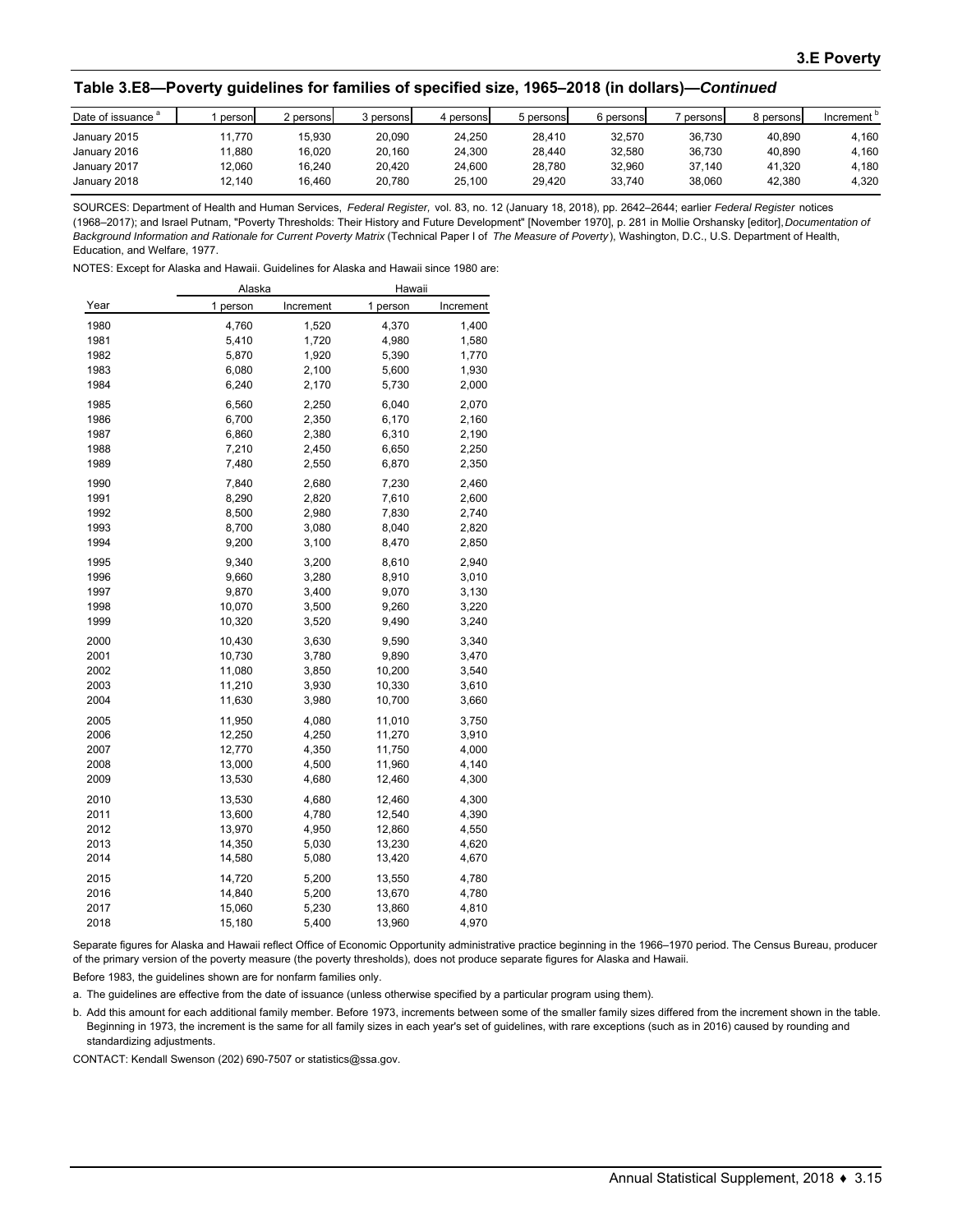## Table 3.E8—Poverty guidelines for families of specified size, 1965–2018 (in dollars)—*Continued*

| Date of issuance [a] | 1 person | 2 persons | 3 persons | 4 persons | 5 persons | 6 persons | 7 persons | 8 persons | Increment [b] |
|---|---|---|---|---|---|---|---|---|---|
| January 2015 | 11,770 | 15,930 | 20,090 | 24,250 | 28,410 | 32,570 | 36,730 | 40,890 | 4,160 |
| January 2016 | 11,880 | 16,020 | 20,160 | 24,300 | 28,440 | 32,580 | 36,730 | 40,890 | 4,160 |
| January 2017 | 12,060 | 16,240 | 20,420 | 24,600 | 28,780 | 32,960 | 37,140 | 41,320 | 4,180 |
| January 2018 | 12,140 | 16,460 | 20,780 | 25,100 | 29,420 | 33,740 | 38,060 | 42,380 | 4,320 |

SOURCES: Department of Health and Human Services, *Federal Register,* vol. 83, no. 12 (January 18, 2018), pp. 2642–2644; earlier *Federal Register* notices (1968–2017); and Israel Putnam, "Poverty Thresholds: Their History and Future Development" [November 1970], p. 281 in Mollie Orshansky [editor], *Documentation of Background Information and Rationale for Current Poverty Matrix* (Technical Paper I of *The Measure of Poverty*), Washington, D.C., U.S. Department of Health, Education, and Welfare, 1977.

NOTES: Except for Alaska and Hawaii. Guidelines for Alaska and Hawaii since 1980 are:

| | Alaska | | Hawaii | |
|---|---|---|---|---|
| Year | 1 person | Increment | 1 person | Increment |
| 1980 | 4,760 | 1,520 | 4,370 | 1,400 |
| 1981 | 5,410 | 1,720 | 4,980 | 1,580 |
| 1982 | 5,870 | 1,920 | 5,390 | 1,770 |
| 1983 | 6,080 | 2,100 | 5,600 | 1,930 |
| 1984 | 6,240 | 2,170 | 5,730 | 2,000 |
| 1985 | 6,560 | 2,250 | 6,040 | 2,070 |
| 1986 | 6,700 | 2,350 | 6,170 | 2,160 |
| 1987 | 6,860 | 2,380 | 6,310 | 2,190 |
| 1988 | 7,210 | 2,450 | 6,650 | 2,250 |
| 1989 | 7,480 | 2,550 | 6,870 | 2,350 |
| 1990 | 7,840 | 2,680 | 7,230 | 2,460 |
| 1991 | 8,290 | 2,820 | 7,610 | 2,600 |
| 1992 | 8,500 | 2,980 | 7,830 | 2,740 |
| 1993 | 8,700 | 3,080 | 8,040 | 2,820 |
| 1994 | 9,200 | 3,100 | 8,470 | 2,850 |
| 1995 | 9,340 | 3,200 | 8,610 | 2,940 |
| 1996 | 9,660 | 3,280 | 8,910 | 3,010 |
| 1997 | 9,870 | 3,400 | 9,070 | 3,130 |
| 1998 | 10,070 | 3,500 | 9,260 | 3,220 |
| 1999 | 10,320 | 3,520 | 9,490 | 3,240 |
| 2000 | 10,430 | 3,630 | 9,590 | 3,340 |
| 2001 | 10,730 | 3,780 | 9,890 | 3,470 |
| 2002 | 11,080 | 3,850 | 10,200 | 3,540 |
| 2003 | 11,210 | 3,930 | 10,330 | 3,610 |
| 2004 | 11,630 | 3,980 | 10,700 | 3,660 |
| 2005 | 11,950 | 4,080 | 11,010 | 3,750 |
| 2006 | 12,250 | 4,250 | 11,270 | 3,910 |
| 2007 | 12,770 | 4,350 | 11,750 | 4,000 |
| 2008 | 13,000 | 4,500 | 11,960 | 4,140 |
| 2009 | 13,530 | 4,680 | 12,460 | 4,300 |
| 2010 | 13,530 | 4,680 | 12,460 | 4,300 |
| 2011 | 13,600 | 4,780 | 12,540 | 4,390 |
| 2012 | 13,970 | 4,950 | 12,860 | 4,550 |
| 2013 | 14,350 | 5,030 | 13,230 | 4,620 |
| 2014 | 14,580 | 5,080 | 13,420 | 4,670 |
| 2015 | 14,720 | 5,200 | 13,550 | 4,780 |
| 2016 | 14,840 | 5,200 | 13,670 | 4,780 |
| 2017 | 15,060 | 5,230 | 13,860 | 4,810 |
| 2018 | 15,180 | 5,400 | 13,960 | 4,970 |

Separate figures for Alaska and Hawaii reflect Office of Economic Opportunity administrative practice beginning in the 1966–1970 period. The Census Bureau, producer of the primary version of the poverty measure (the poverty thresholds), does not produce separate figures for Alaska and Hawaii.

Before 1983, the guidelines shown are for nonfarm families only.

a. The guidelines are effective from the date of issuance (unless otherwise specified by a particular program using them).

b. Add this amount for each additional family member. Before 1973, increments between some of the smaller family sizes differed from the increment shown in the table. Beginning in 1973, the increment is the same for all family sizes in each year's set of guidelines, with rare exceptions (such as in 2016) caused by rounding and standardizing adjustments.

CONTACT: Kendall Swenson (202) 690-7507 or statistics@ssa.gov.